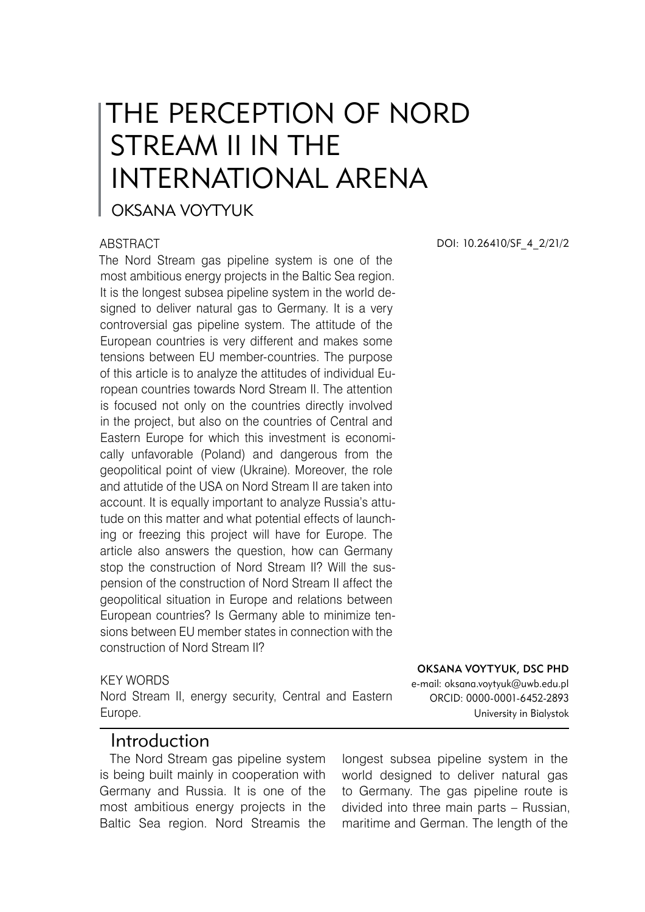# THE PERCEPTION OF NORD STREAM II IN THE INTERNATIONAL ARENA

## OKSANA VOYTYUK

DOI: 10.26410/SF_4_2/21/2

### ABSTRACT

The Nord Stream gas pipeline system is one of the most ambitious energy projects in the Baltic Sea region. It is the longest subsea pipeline system in the world designed to deliver natural gas to Germany. It is a very controversial gas pipeline system. The attitude of the European countries is very different and makes some tensions between EU member-countries. The purpose of this article is to analyze the attitudes of individual European countries towards Nord Stream II. The attention is focused not only on the countries directly involved in the project, but also on the countries of Central and Eastern Europe for which this investment is economically unfavorable (Poland) and dangerous from the geopolitical point of view (Ukraine). Moreover, the role and attutide of the USA on Nord Stream II are taken into account. It is equally important to analyze Russia's attutude on this matter and what potential effects of launching or freezing this project will have for Europe. The article also answers the question, how can Germany stop the construction of Nord Stream II? Will the suspension of the construction of Nord Stream II affect the geopolitical situation in Europe and relations between European countries? Is Germany able to minimize tensions between EU member states in connection with the construction of Nord Stream II?

### KEY WORDS

Nord Stream II, energy security, Central and Eastern Europe.

**OKSANA VOYTYUK, DSC PHD**
e-mail: oksana.voytyuk@uwb.edu.pl
ORCID: 0000-0001-6452-2893
University in Bialystok

## Introduction

The Nord Stream gas pipeline system is being built mainly in cooperation with Germany and Russia. It is one of the most ambitious energy projects in the Baltic Sea region. Nord Streamis the longest subsea pipeline system in the world designed to deliver natural gas to Germany. The gas pipeline route is divided into three main parts – Russian, maritime and German. The length of the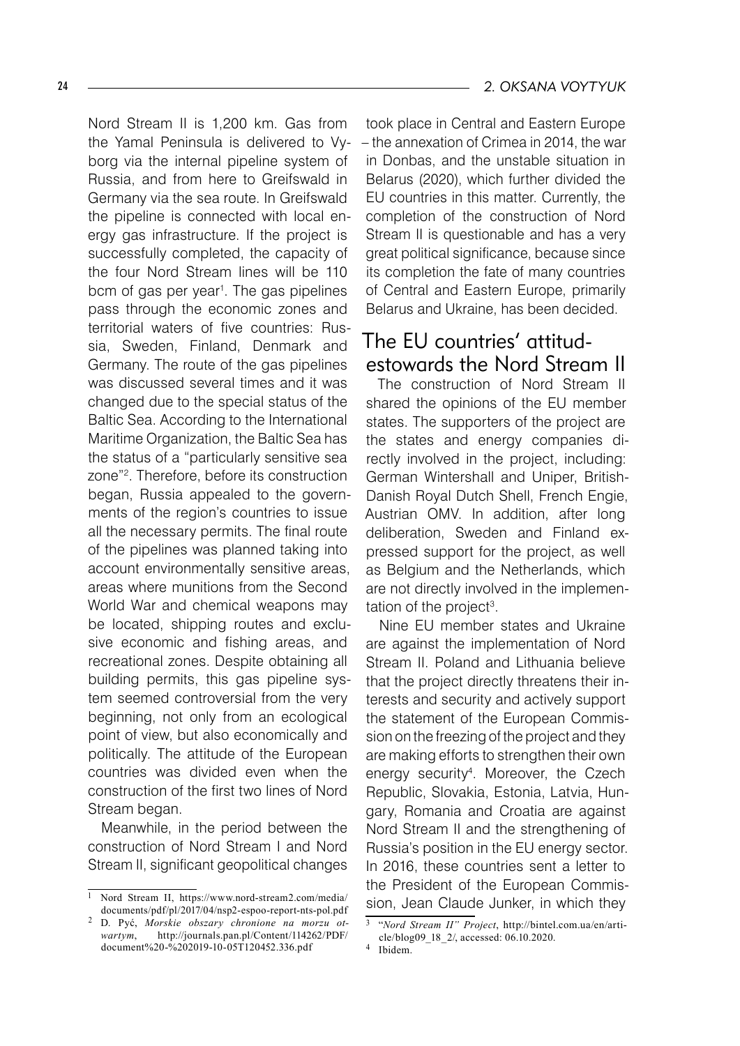Nord Stream II is 1,200 km. Gas from the Yamal Peninsula is delivered to Vyborg via the internal pipeline system of Russia, and from here to Greifswald in Germany via the sea route. In Greifswald the pipeline is connected with local energy gas infrastructure. If the project is successfully completed, the capacity of the four Nord Stream lines will be 110 bcm of gas per year[1]. The gas pipelines pass through the economic zones and territorial waters of five countries: Russia, Sweden, Finland, Denmark and Germany. The route of the gas pipelines was discussed several times and it was changed due to the special status of the Baltic Sea. According to the International Maritime Organization, the Baltic Sea has the status of a "particularly sensitive sea zone"[2]. Therefore, before its construction began, Russia appealed to the governments of the region's countries to issue all the necessary permits. The final route of the pipelines was planned taking into account environmentally sensitive areas, areas where munitions from the Second World War and chemical weapons may be located, shipping routes and exclusive economic and fishing areas, and recreational zones. Despite obtaining all building permits, this gas pipeline system seemed controversial from the very beginning, not only from an ecological point of view, but also economically and politically. The attitude of the European countries was divided even when the construction of the first two lines of Nord Stream began.

Meanwhile, in the period between the construction of Nord Stream I and Nord Stream II, significant geopolitical changes took place in Central and Eastern Europe – the annexation of Crimea in 2014, the war in Donbas, and the unstable situation in Belarus (2020), which further divided the EU countries in this matter. Currently, the completion of the construction of Nord Stream II is questionable and has a very great political significance, because since its completion the fate of many countries of Central and Eastern Europe, primarily Belarus and Ukraine, has been decided.

## The EU countries' attitudestowards the Nord Stream II

The construction of Nord Stream II shared the opinions of the EU member states. The supporters of the project are the states and energy companies directly involved in the project, including: German Wintershall and Uniper, British-Danish Royal Dutch Shell, French Engie, Austrian OMV. In addition, after long deliberation, Sweden and Finland expressed support for the project, as well as Belgium and the Netherlands, which are not directly involved in the implementation of the project[3].

Nine EU member states and Ukraine are against the implementation of Nord Stream II. Poland and Lithuania believe that the project directly threatens their interests and security and actively support the statement of the European Commission on the freezing of the project and they are making efforts to strengthen their own energy security[4]. Moreover, the Czech Republic, Slovakia, Estonia, Latvia, Hungary, Romania and Croatia are against Nord Stream II and the strengthening of Russia's position in the EU energy sector. In 2016, these countries sent a letter to the President of the European Commission, Jean Claude Junker, in which they

---

[1] Nord Stream II, https://www.nord-stream2.com/media/documents/pdf/pl/2017/04/nsp2-espoo-report-nts-pol.pdf

[2] D. Pyć, *Morskie obszary chronione na morzu otwartym*, http://journals.pan.pl/Content/114262/PDF/document%20-%202019-10-05T120452.336.pdf

[3] "*Nord Stream II" Project*, http://bintel.com.ua/en/article/blog09_18_2/, accessed: 06.10.2020.

[4] Ibidem.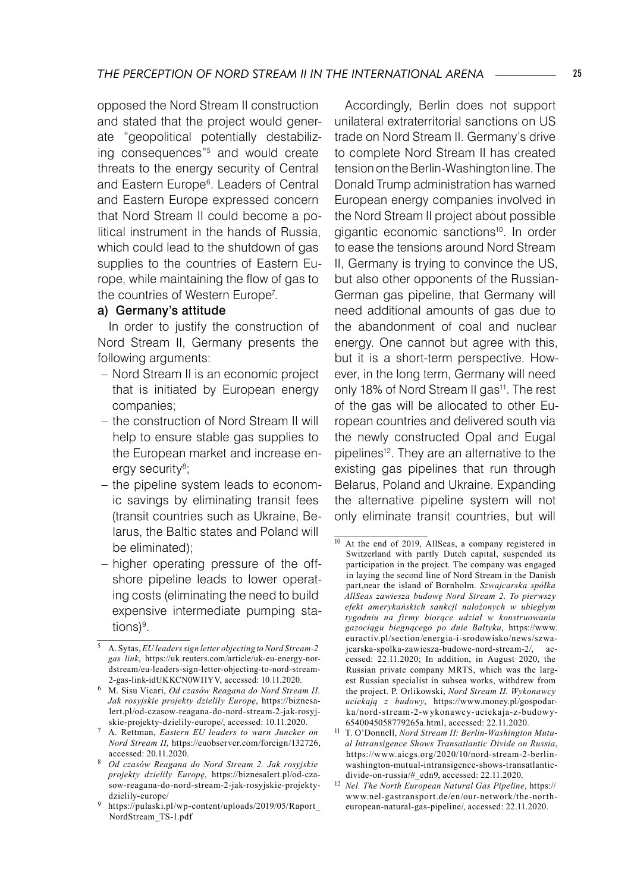opposed the Nord Stream II construction and stated that the project would generate "geopolitical potentially destabilizing consequences"[5] and would create threats to the energy security of Central and Eastern Europe[6]. Leaders of Central and Eastern Europe expressed concern that Nord Stream II could become a political instrument in the hands of Russia, which could lead to the shutdown of gas supplies to the countries of Eastern Europe, while maintaining the flow of gas to the countries of Western Europe[7].

**a) Germany's attitude**

In order to justify the construction of Nord Stream II, Germany presents the following arguments:

- Nord Stream II is an economic project that is initiated by European energy companies;
- the construction of Nord Stream II will help to ensure stable gas supplies to the European market and increase energy security[8];
- the pipeline system leads to economic savings by eliminating transit fees (transit countries such as Ukraine, Belarus, the Baltic states and Poland will be eliminated);
- higher operating pressure of the offshore pipeline leads to lower operating costs (eliminating the need to build expensive intermediate pumping stations)[9].

Accordingly, Berlin does not support unilateral extraterritorial sanctions on US trade on Nord Stream II. Germany's drive to complete Nord Stream II has created tension on the Berlin-Washington line. The Donald Trump administration has warned European energy companies involved in the Nord Stream II project about possible gigantic economic sanctions[10]. In order to ease the tensions around Nord Stream II, Germany is trying to convince the US, but also other opponents of the Russian-German gas pipeline, that Germany will need additional amounts of gas due to the abandonment of coal and nuclear energy. One cannot but agree with this, but it is a short-term perspective. However, in the long term, Germany will need only 18% of Nord Stream II gas[11]. The rest of the gas will be allocated to other European countries and delivered south via the newly constructed Opal and Eugal pipelines[12]. They are an alternative to the existing gas pipelines that run through Belarus, Poland and Ukraine. Expanding the alternative pipeline system will not only eliminate transit countries, but will

---

[5] A. Sytas, *EU leaders sign letter objecting to Nord Stream-2 gas link*, https://uk.reuters.com/article/uk-eu-energy-nordstream/eu-leaders-sign-letter-objecting-to-nord-stream-2-gas-link-idUKKCN0WI1YV, accessed: 10.11.2020.

[6] M. Sisu Vicari, *Od czasów Reagana do Nord Stream II. Jak rosyjskie projekty dzieliły Europę*, https://biznesalert.pl/od-czasow-reagana-do-nord-stream-2-jak-rosyjskie-projekty-dzielily-europe/, accessed: 10.11.2020.

[7] A. Rettman, *Eastern EU leaders to warn Juncker on Nord Stream II*, https://euobserver.com/foreign/132726, accessed: 20.11.2020.

[8] *Od czasów Reagana do Nord Stream 2. Jak rosyjskie projekty dzieliły Europę*, https://biznesalert.pl/od-czasow-reagana-do-nord-stream-2-jak-rosyjskie-projekty-dzielily-europe/

[9] https://pulaski.pl/wp-content/uploads/2019/05/Raport_NordStream_TS-1.pdf

[10] At the end of 2019, AllSeas, a company registered in Switzerland with partly Dutch capital, suspended its participation in the project. The company was engaged in laying the second line of Nord Stream in the Danish part,near the island of Bornholm. *Szwajcarska spółka AllSeas zawiesza budowę Nord Stream 2. To pierwszy efekt amerykańskich sankcji nałożonych w ubiegłym tygodniu na firmy biorące udział w konstruowaniu gazociągu biegnącego po dnie Bałtyku*, https://www.euractiv.pl/section/energia-i-srodowisko/news/szwajcarska-spolka-zawiesza-budowe-nord-stream-2/, accessed: 22.11.2020; In addition, in August 2020, the Russian private company MRTS, which was the largest Russian specialist in subsea works, withdrew from the project. P. Orlikowski, *Nord Stream II. Wykonawcy uciekają z budowy*, https://www.money.pl/gospodarka/nord-stream-2-wykonawcy-uciekaja-z-budowy-6540045058779265a.html, accessed: 22.11.2020.

[11] T. O'Donnell, *Nord Stream II: Berlin-Washington Mutual Intransigence Shows Transatlantic Divide on Russia*, https://www.aicgs.org/2020/10/nord-stream-2-berlin-washington-mutual-intransigence-shows-transatlantic-divide-on-russia/#_edn9, accessed: 22.11.2020.

[12] *Nel. The North European Natural Gas Pipeline*, https://www.nel-gastransport.de/en/our-network/the-north-european-natural-gas-pipeline/, accessed: 22.11.2020.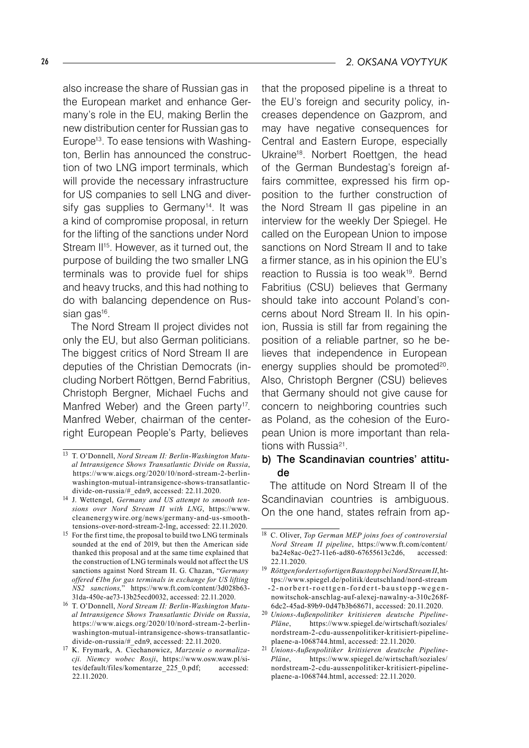also increase the share of Russian gas in the European market and enhance Germany's role in the EU, making Berlin the new distribution center for Russian gas to Europe[13]. To ease tensions with Washington, Berlin has announced the construction of two LNG import terminals, which will provide the necessary infrastructure for US companies to sell LNG and diversify gas supplies to Germany[14]. It was a kind of compromise proposal, in return for the lifting of the sanctions under Nord Stream II[15]. However, as it turned out, the purpose of building the two smaller LNG terminals was to provide fuel for ships and heavy trucks, and this had nothing to do with balancing dependence on Russian gas[16].

The Nord Stream II project divides not only the EU, but also German politicians. The biggest critics of Nord Stream II are deputies of the Christian Democrats (including Norbert Röttgen, Bernd Fabritius, Christoph Bergner, Michael Fuchs and Manfred Weber) and the Green party[17]. Manfred Weber, chairman of the center-right European People's Party, believes that the proposed pipeline is a threat to the EU's foreign and security policy, increases dependence on Gazprom, and may have negative consequences for Central and Eastern Europe, especially Ukraine[18]. Norbert Roettgen, the head of the German Bundestag's foreign affairs committee, expressed his firm opposition to the further construction of the Nord Stream II gas pipeline in an interview for the weekly Der Spiegel. He called on the European Union to impose sanctions on Nord Stream II and to take a firmer stance, as in his opinion the EU's reaction to Russia is too weak[19]. Bernd Fabritius (CSU) believes that Germany should take into account Poland's concerns about Nord Stream II. In his opinion, Russia is still far from regaining the position of a reliable partner, so he believes that independence in European energy supplies should be promoted[20]. Also, Christoph Bergner (CSU) believes that Germany should not give cause for concern to neighboring countries such as Poland, as the cohesion of the European Union is more important than relations with Russia[21].

### b) The Scandinavian countries' attitude

The attitude on Nord Stream II of the Scandinavian countries is ambiguous. On the one hand, states refrain from ap-

---

[13] T. O'Donnell, *Nord Stream II: Berlin-Washington Mutual Intransigence Shows Transatlantic Divide on Russia*, https://www.aicgs.org/2020/10/nord-stream-2-berlin-washington-mutual-intransigence-shows-transatlantic-divide-on-russia/#_edn9, accessed: 22.11.2020.

[14] J. Wettengel, *Germany and US attempt to smooth tensions over Nord Stream II with LNG*, https://www.cleanenergywire.org/news/germany-and-us-smooth-tensions-over-nord-stream-2-lng, accessed: 22.11.2020.

[15] For the first time, the proposal to build two LNG terminals sounded at the end of 2019, but then the American side thanked this proposal and at the same time explained that the construction of LNG terminals would not affect the US sanctions against Nord Stream II. G. Chazan, "*Germany offered €1bn for gas terminals in exchange for US lifting NS2 sanctions,*" https://www.ft.com/content/3d028b63-31da-450e-ae73-13b25ecd0032, accessed: 22.11.2020.

[16] T. O'Donnell, *Nord Stream II: Berlin-Washington Mutual Intransigence Shows Transatlantic Divide on Russia*, https://www.aicgs.org/2020/10/nord-stream-2-berlin-washington-mutual-intransigence-shows-transatlantic-divide-on-russia/#_edn9, accessed: 22.11.2020.

[17] K. Frymark, A. Ciechanowicz, *Marzenie o normalizacji. Niemcy wobec Rosji*, https://www.osw.waw.pl/sites/default/files/komentarze_225_0.pdf; accessed: 22.11.2020.

[18] C. Oliver, *Top German MEP joins foes of controversial Nord Stream II pipeline*, https://www.ft.com/content/ba24e8ac-0e27-11e6-ad80-67655613c2d6, accessed: 22.11.2020.

[19] *Röttgen fordert sofortigen Baustopp bei Nord Stream II*, https://www.spiegel.de/politik/deutschland/nord-stream-2-norbert-roettgen-fordert-baustopp-wegen-nowitschok-anschlag-auf-alexej-nawalny-a-310c268f-6dc2-45ad-89b9-0d47b3b68671, accessed: 20.11.2020.

[20] *Unions-Außenpolitiker kritisieren deutsche Pipeline-Pläne*, https://www.spiegel.de/wirtschaft/soziales/nordstream-2-cdu-aussenpolitiker-kritisiert-pipeline-plaene-a-1068744.html, accessed: 22.11.2020.

[21] *Unions-Außenpolitiker kritisieren deutsche Pipeline-Pläne*, https://www.spiegel.de/wirtschaft/soziales/nordstream-2-cdu-aussenpolitiker-kritisiert-pipeline-plaene-a-1068744.html, accessed: 22.11.2020.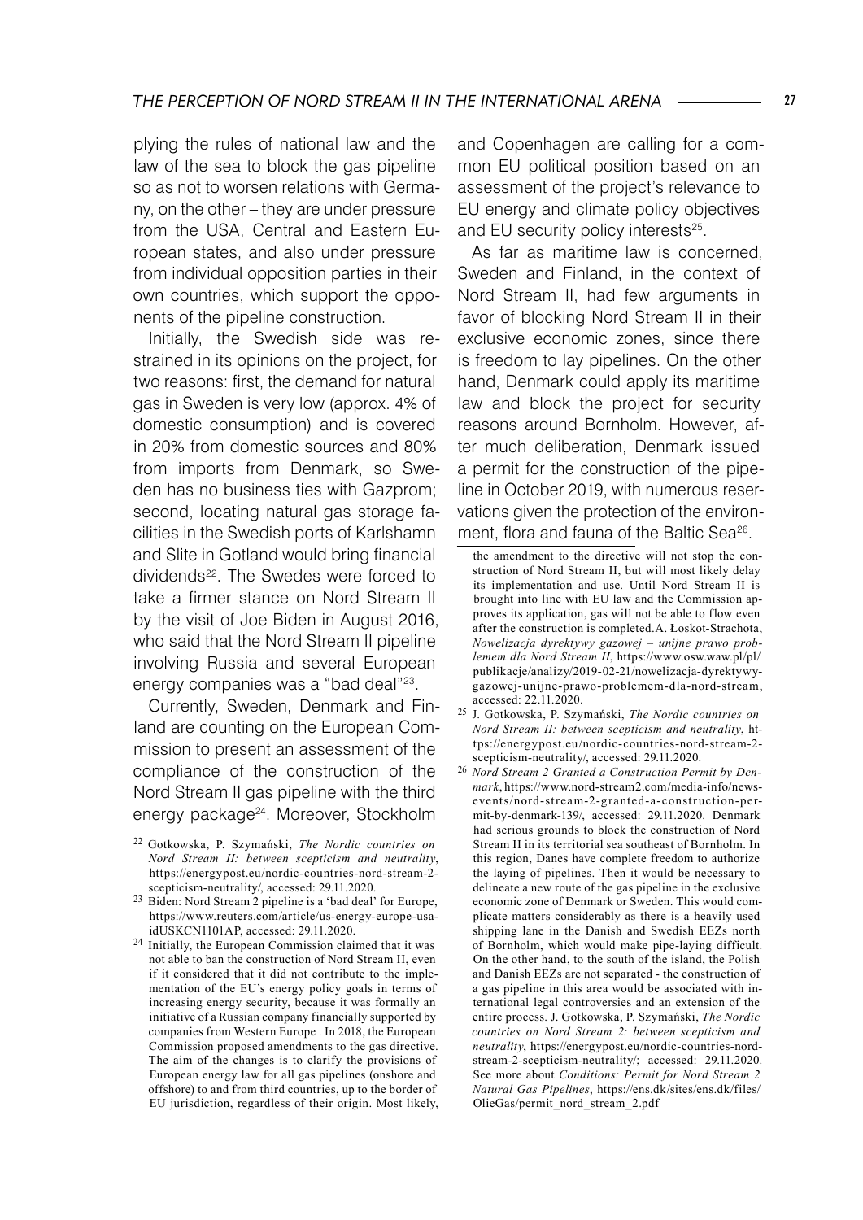plying the rules of national law and the law of the sea to block the gas pipeline so as not to worsen relations with Germany, on the other – they are under pressure from the USA, Central and Eastern European states, and also under pressure from individual opposition parties in their own countries, which support the opponents of the pipeline construction.

Initially, the Swedish side was restrained in its opinions on the project, for two reasons: first, the demand for natural gas in Sweden is very low (approx. 4% of domestic consumption) and is covered in 20% from domestic sources and 80% from imports from Denmark, so Sweden has no business ties with Gazprom; second, locating natural gas storage facilities in the Swedish ports of Karlshamn and Slite in Gotland would bring financial dividends[22]. The Swedes were forced to take a firmer stance on Nord Stream II by the visit of Joe Biden in August 2016, who said that the Nord Stream II pipeline involving Russia and several European energy companies was a "bad deal"[23].

Currently, Sweden, Denmark and Finland are counting on the European Commission to present an assessment of the compliance of the construction of the Nord Stream II gas pipeline with the third energy package[24]. Moreover, Stockholm and Copenhagen are calling for a common EU political position based on an assessment of the project's relevance to EU energy and climate policy objectives and EU security policy interests[25].

As far as maritime law is concerned, Sweden and Finland, in the context of Nord Stream II, had few arguments in favor of blocking Nord Stream II in their exclusive economic zones, since there is freedom to lay pipelines. On the other hand, Denmark could apply its maritime law and block the project for security reasons around Bornholm. However, after much deliberation, Denmark issued a permit for the construction of the pipeline in October 2019, with numerous reservations given the protection of the environment, flora and fauna of the Baltic Sea[26].

---

[22] Gotkowska, P. Szymański, *The Nordic countries on Nord Stream II: between scepticism and neutrality*, https://energypost.eu/nordic-countries-nord-stream-2-scepticism-neutrality/, accessed: 29.11.2020.

[23] Biden: Nord Stream 2 pipeline is a 'bad deal' for Europe, https://www.reuters.com/article/us-energy-europe-usa-idUSKCN1101AP, accessed: 29.11.2020.

[24] Initially, the European Commission claimed that it was not able to ban the construction of Nord Stream II, even if it considered that it did not contribute to the implementation of the EU's energy policy goals in terms of increasing energy security, because it was formally an initiative of a Russian company financially supported by companies from Western Europe . In 2018, the European Commission proposed amendments to the gas directive. The aim of the changes is to clarify the provisions of European energy law for all gas pipelines (onshore and offshore) to and from third countries, up to the border of EU jurisdiction, regardless of their origin. Most likely, the amendment to the directive will not stop the construction of Nord Stream II, but will most likely delay its implementation and use. Until Nord Stream II is brought into line with EU law and the Commission approves its application, gas will not be able to flow even after the construction is completed.A. Łoskot-Strachota, *Nowelizacja dyrektywy gazowej – unijne prawo problemem dla Nord Stream II*, https://www.osw.waw.pl/pl/publikacje/analizy/2019-02-21/nowelizacja-dyrektywy-gazowej-unijne-prawo-problemem-dla-nord-stream, accessed: 22.11.2020.

[25] J. Gotkowska, P. Szymański, *The Nordic countries on Nord Stream II: between scepticism and neutrality*, https://energypost.eu/nordic-countries-nord-stream-2-scepticism-neutrality/, accessed: 29.11.2020.

[26] *Nord Stream 2 Granted a Construction Permit by Denmark*, https://www.nord-stream2.com/media-info/news-events/nord-stream-2-granted-a-construction-permit-by-denmark-139/, accessed: 29.11.2020. Denmark had serious grounds to block the construction of Nord Stream II in its territorial sea southeast of Bornholm. In this region, Danes have complete freedom to authorize the laying of pipelines. Then it would be necessary to delineate a new route of the gas pipeline in the exclusive economic zone of Denmark or Sweden. This would complicate matters considerably as there is a heavily used shipping lane in the Danish and Swedish EEZs north of Bornholm, which would make pipe-laying difficult. On the other hand, to the south of the island, the Polish and Danish EEZs are not separated - the construction of a gas pipeline in this area would be associated with international legal controversies and an extension of the entire process. J. Gotkowska, P. Szymański, *The Nordic countries on Nord Stream 2: between scepticism and neutrality*, https://energypost.eu/nordic-countries-nord-stream-2-scepticism-neutrality/; accessed: 29.11.2020. See more about *Conditions: Permit for Nord Stream 2 Natural Gas Pipelines*, https://ens.dk/sites/ens.dk/files/OlieGas/permit_nord_stream_2.pdf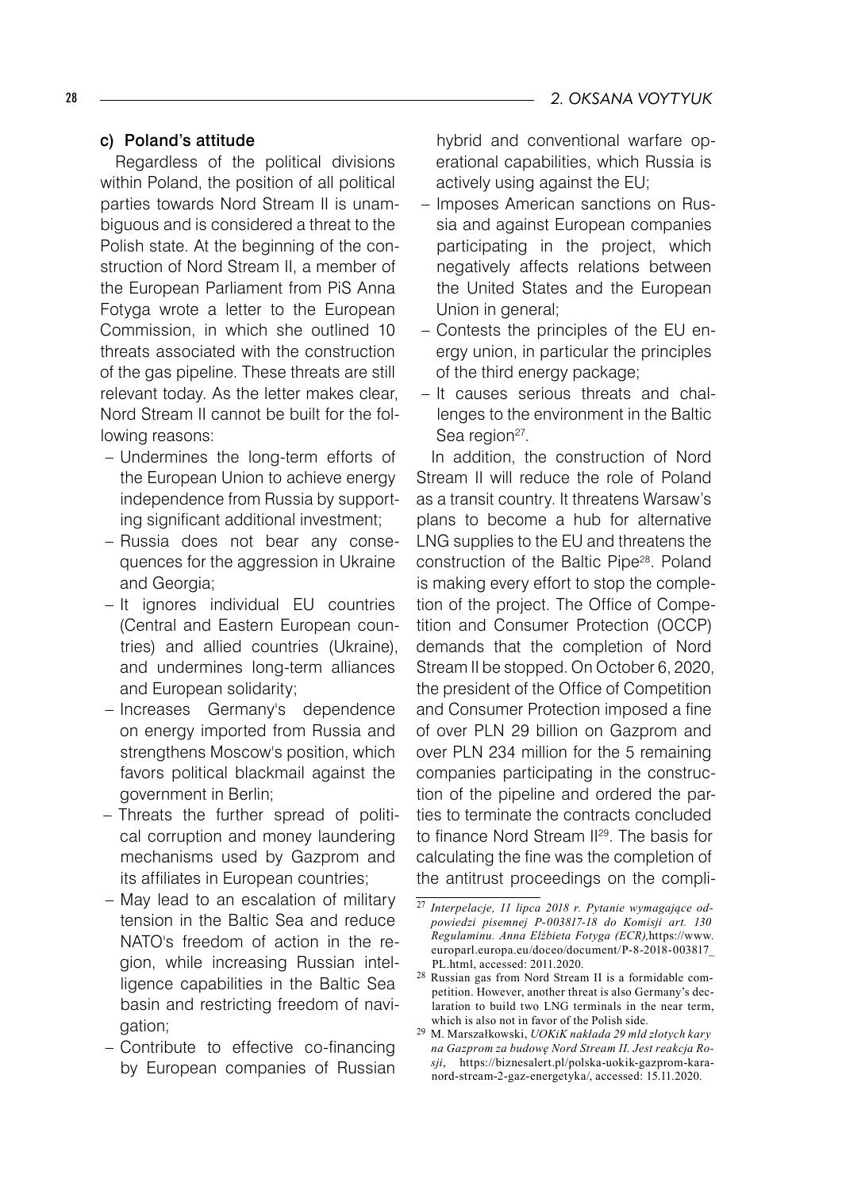### c) Poland's attitude

Regardless of the political divisions within Poland, the position of all political parties towards Nord Stream II is unambiguous and is considered a threat to the Polish state. At the beginning of the construction of Nord Stream II, a member of the European Parliament from PiS Anna Fotyga wrote a letter to the European Commission, in which she outlined 10 threats associated with the construction of the gas pipeline. These threats are still relevant today. As the letter makes clear, Nord Stream II cannot be built for the following reasons:

- Undermines the long-term efforts of the European Union to achieve energy independence from Russia by supporting significant additional investment;
- Russia does not bear any consequences for the aggression in Ukraine and Georgia;
- It ignores individual EU countries (Central and Eastern European countries) and allied countries (Ukraine), and undermines long-term alliances and European solidarity;
- Increases Germany's dependence on energy imported from Russia and strengthens Moscow's position, which favors political blackmail against the government in Berlin;
- Threats the further spread of political corruption and money laundering mechanisms used by Gazprom and its affiliates in European countries;
- May lead to an escalation of military tension in the Baltic Sea and reduce NATO's freedom of action in the region, while increasing Russian intelligence capabilities in the Baltic Sea basin and restricting freedom of navigation;
- Contribute to effective co-financing by European companies of Russian hybrid and conventional warfare operational capabilities, which Russia is actively using against the EU;
- Imposes American sanctions on Russia and against European companies participating in the project, which negatively affects relations between the United States and the European Union in general;
- Contests the principles of the EU energy union, in particular the principles of the third energy package;
- It causes serious threats and challenges to the environment in the Baltic Sea region[27].

In addition, the construction of Nord Stream II will reduce the role of Poland as a transit country. It threatens Warsaw's plans to become a hub for alternative LNG supplies to the EU and threatens the construction of the Baltic Pipe[28]. Poland is making every effort to stop the completion of the project. The Office of Competition and Consumer Protection (OCCP) demands that the completion of Nord Stream II be stopped. On October 6, 2020, the president of the Office of Competition and Consumer Protection imposed a fine of over PLN 29 billion on Gazprom and over PLN 234 million for the 5 remaining companies participating in the construction of the pipeline and ordered the parties to terminate the contracts concluded to finance Nord Stream II[29]. The basis for calculating the fine was the completion of the antitrust proceedings on the compli-

---

[27] *Interpelacje, 11 lipca 2018 r. Pytanie wymagające odpowiedzi pisemnej P-003817-18 do Komisji art. 130 Regulaminu. Anna Elżbieta Fotyga (ECR),*https://www.europarl.europa.eu/doceo/document/P-8-2018-003817_PL.html, accessed: 2011.2020.

[28] Russian gas from Nord Stream II is a formidable competition. However, another threat is also Germany's declaration to build two LNG terminals in the near term, which is also not in favor of the Polish side.

[29] M. Marszałkowski, *UOKiK nakłada 29 mld złotych kary na Gazprom za budowę Nord Stream II. Jest reakcja Rosji*, https://biznesalert.pl/polska-uokik-gazprom-kara-nord-stream-2-gaz-energetyka/, accessed: 15.11.2020.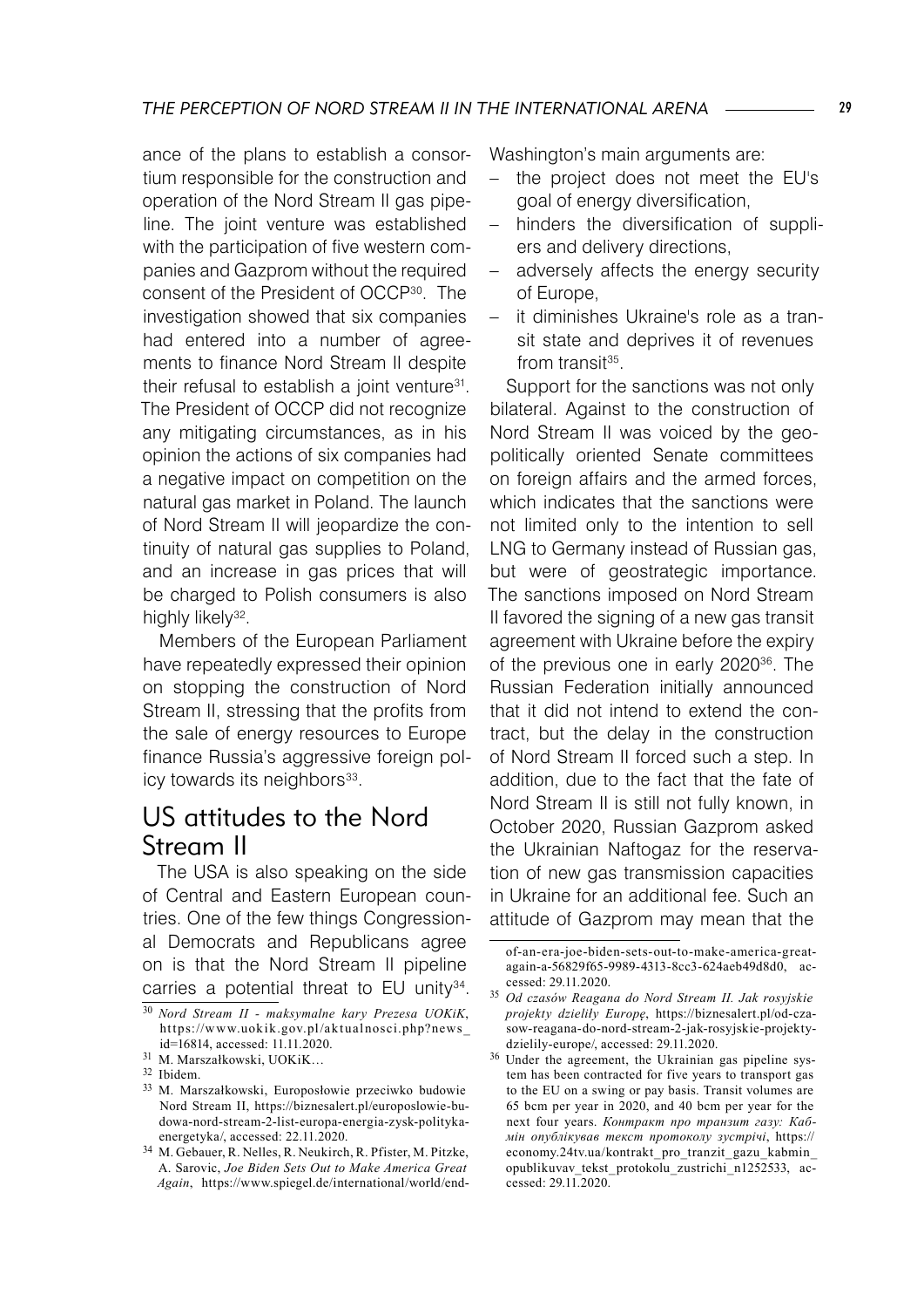ance of the plans to establish a consortium responsible for the construction and operation of the Nord Stream II gas pipeline. The joint venture was established with the participation of five western companies and Gazprom without the required consent of the President of OCCP[30]. The investigation showed that six companies had entered into a number of agreements to finance Nord Stream II despite their refusal to establish a joint venture[31]. The President of OCCP did not recognize any mitigating circumstances, as in his opinion the actions of six companies had a negative impact on competition on the natural gas market in Poland. The launch of Nord Stream II will jeopardize the continuity of natural gas supplies to Poland, and an increase in gas prices that will be charged to Polish consumers is also highly likely[32].

Members of the European Parliament have repeatedly expressed their opinion on stopping the construction of Nord Stream II, stressing that the profits from the sale of energy resources to Europe finance Russia's aggressive foreign policy towards its neighbors[33].

## US attitudes to the Nord Stream II

The USA is also speaking on the side of Central and Eastern European countries. One of the few things Congressional Democrats and Republicans agree on is that the Nord Stream II pipeline carries a potential threat to EU unity[34]. Washington's main arguments are:

- the project does not meet the EU's goal of energy diversification,
- hinders the diversification of suppliers and delivery directions,
- adversely affects the energy security of Europe,
- it diminishes Ukraine's role as a transit state and deprives it of revenues from transit[35].

Support for the sanctions was not only bilateral. Against to the construction of Nord Stream II was voiced by the geopolitically oriented Senate committees on foreign affairs and the armed forces, which indicates that the sanctions were not limited only to the intention to sell LNG to Germany instead of Russian gas, but were of geostrategic importance. The sanctions imposed on Nord Stream II favored the signing of a new gas transit agreement with Ukraine before the expiry of the previous one in early 2020[36]. The Russian Federation initially announced that it did not intend to extend the contract, but the delay in the construction of Nord Stream II forced such a step. In addition, due to the fact that the fate of Nord Stream II is still not fully known, in October 2020, Russian Gazprom asked the Ukrainian Naftogaz for the reservation of new gas transmission capacities in Ukraine for an additional fee. Such an attitude of Gazprom may mean that the

---

[30] *Nord Stream II - maksymalne kary Prezesa UOKiK*, https://www.uokik.gov.pl/aktualnosci.php?news_id=16814, accessed: 11.11.2020.

[31] M. Marszałkowski, UOKiK…

[32] Ibidem.

[33] M. Marszałkowski, Europosłowie przeciwko budowie Nord Stream II, https://biznesalert.pl/europoslowie-budowa-nord-stream-2-list-europa-energia-zysk-polityka-energetyka/, accessed: 22.11.2020.

[34] M. Gebauer, R. Nelles, R. Neukirch, R. Pfister, M. Pitzke, A. Sarovic, *Joe Biden Sets Out to Make America Great Again*, https://www.spiegel.de/international/world/end-of-an-era-joe-biden-sets-out-to-make-america-great-again-a-56829f65-9989-4313-8cc3-624aeb49d8d0, accessed: 29.11.2020.

[35] *Od czasów Reagana do Nord Stream II. Jak rosyjskie projekty dzieliły Europę*, https://biznesalert.pl/od-czasow-reagana-do-nord-stream-2-jak-rosyjskie-projekty-dzielily-europe/, accessed: 29.11.2020.

[36] Under the agreement, the Ukrainian gas pipeline system has been contracted for five years to transport gas to the EU on a swing or pay basis. Transit volumes are 65 bcm per year in 2020, and 40 bcm per year for the next four years. *Контракт про транзит газу: Кабмін опублікував текст протоколу зустрічі*, https://economy.24tv.ua/kontrakt_pro_tranzit_gazu_kabmin_opublikuvav_tekst_protokolu_zustrichi_n1252533, accessed: 29.11.2020.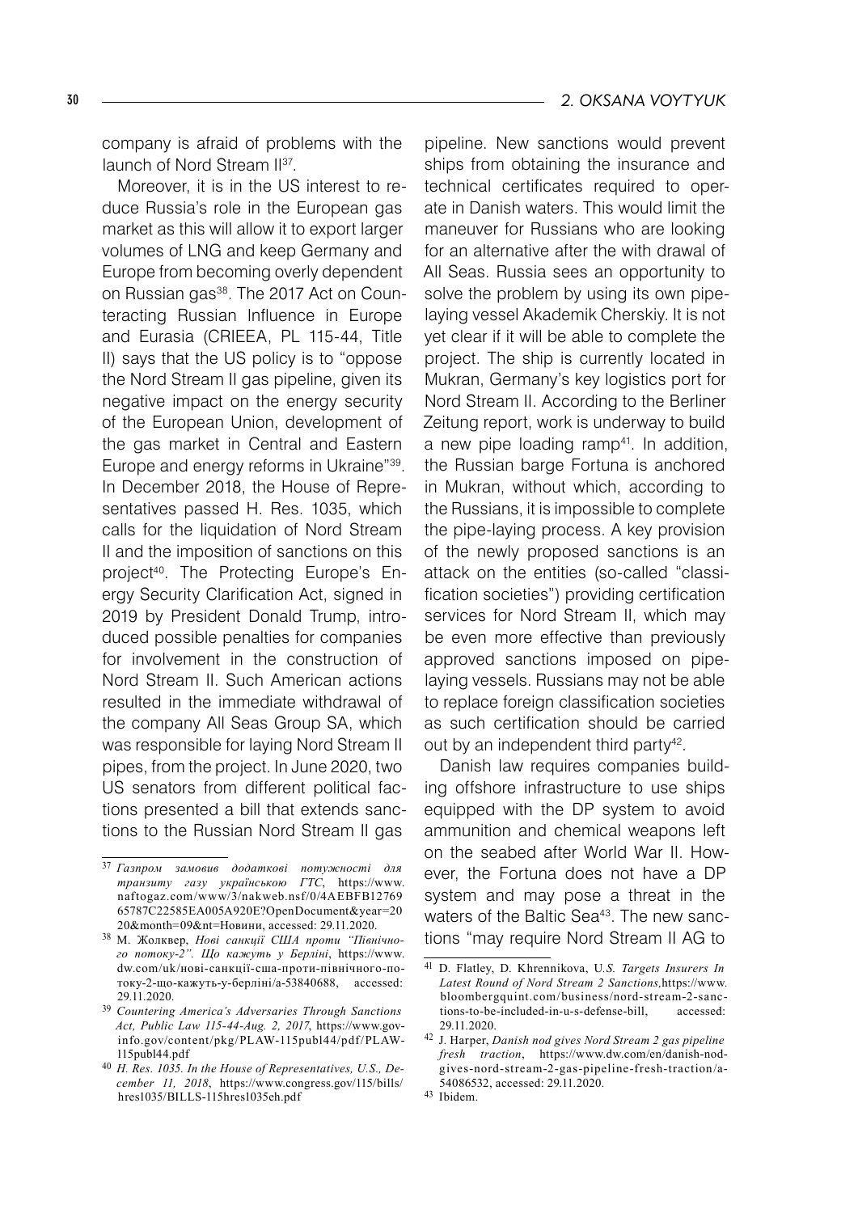company is afraid of problems with the launch of Nord Stream II[37].

Moreover, it is in the US interest to reduce Russia's role in the European gas market as this will allow it to export larger volumes of LNG and keep Germany and Europe from becoming overly dependent on Russian gas[38]. The 2017 Act on Counteracting Russian Influence in Europe and Eurasia (CRIEEA, PL 115-44, Title II) says that the US policy is to "oppose the Nord Stream II gas pipeline, given its negative impact on the energy security of the European Union, development of the gas market in Central and Eastern Europe and energy reforms in Ukraine"[39]. In December 2018, the House of Representatives passed H. Res. 1035, which calls for the liquidation of Nord Stream II and the imposition of sanctions on this project[40]. The Protecting Europe's Energy Security Clarification Act, signed in 2019 by President Donald Trump, introduced possible penalties for companies for involvement in the construction of Nord Stream II. Such American actions resulted in the immediate withdrawal of the company All Seas Group SA, which was responsible for laying Nord Stream II pipes, from the project. In June 2020, two US senators from different political factions presented a bill that extends sanctions to the Russian Nord Stream II gas pipeline. New sanctions would prevent ships from obtaining the insurance and technical certificates required to operate in Danish waters. This would limit the maneuver for Russians who are looking for an alternative after the with drawal of All Seas. Russia sees an opportunity to solve the problem by using its own pipe-laying vessel Akademik Cherskiy. It is not yet clear if it will be able to complete the project. The ship is currently located in Mukran, Germany's key logistics port for Nord Stream II. According to the Berliner Zeitung report, work is underway to build a new pipe loading ramp[41]. In addition, the Russian barge Fortuna is anchored in Mukran, without which, according to the Russians, it is impossible to complete the pipe-laying process. A key provision of the newly proposed sanctions is an attack on the entities (so-called "classification societies") providing certification services for Nord Stream II, which may be even more effective than previously approved sanctions imposed on pipe-laying vessels. Russians may not be able to replace foreign classification societies as such certification should be carried out by an independent third party[42].

Danish law requires companies building offshore infrastructure to use ships equipped with the DP system to avoid ammunition and chemical weapons left on the seabed after World War II. However, the Fortuna does not have a DP system and may pose a threat in the waters of the Baltic Sea[43]. The new sanctions "may require Nord Stream II AG to

---

[37] *Газпром замовив додаткові потужності для транзиту газу українською ГТС*, https://www.naftogaz.com/www/3/nakweb.nsf/0/4AEBFB1276965787C22585EA005A920E?OpenDocument&year=2020&month=09&nt=Новини, accessed: 29.11.2020.

[38] M. Жолквер, *Нові санкції США проти "Північного потоку-2". Що кажуть у Берліні*, https://www.dw.com/uk/нові-санкції-сша-проти-північного-потоку-2-що-кажуть-у-берліні/a-53840688, accessed: 29.11.2020.

[39] *Countering America's Adversaries Through Sanctions Act, Public Law 115-44-Aug. 2, 2017*, https://www.govinfo.gov/content/pkg/PLAW-115publ44/pdf/PLAW-115publ44.pdf

[40] *H. Res. 1035. In the House of Representatives, U.S., December 11, 2018*, https://www.congress.gov/115/bills/hres1035/BILLS-115hres1035eh.pdf

[41] D. Flatley, D. Khrennikova, *U.S. Targets Insurers In Latest Round of Nord Stream 2 Sanctions*, https://www.bloombergquint.com/business/nord-stream-2-sanctions-to-be-included-in-u-s-defense-bill, accessed: 29.11.2020.

[42] J. Harper, *Danish nod gives Nord Stream 2 gas pipeline fresh traction*, https://www.dw.com/en/danish-nod-gives-nord-stream-2-gas-pipeline-fresh-traction/a-54086532, accessed: 29.11.2020.

[43] Ibidem.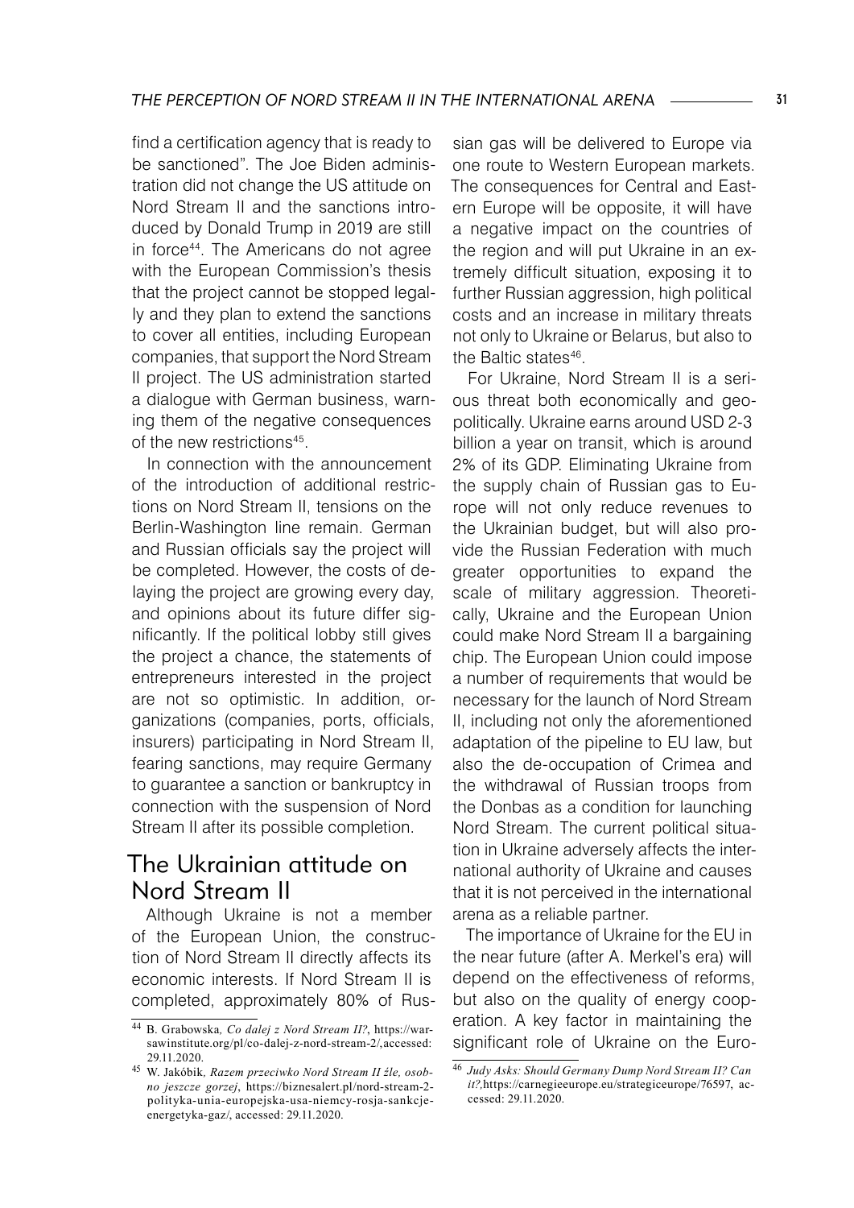find a certification agency that is ready to be sanctioned". The Joe Biden administration did not change the US attitude on Nord Stream II and the sanctions introduced by Donald Trump in 2019 are still in force[44]. The Americans do not agree with the European Commission's thesis that the project cannot be stopped legally and they plan to extend the sanctions to cover all entities, including European companies, that support the Nord Stream II project. The US administration started a dialogue with German business, warning them of the negative consequences of the new restrictions[45].

In connection with the announcement of the introduction of additional restrictions on Nord Stream II, tensions on the Berlin-Washington line remain. German and Russian officials say the project will be completed. However, the costs of delaying the project are growing every day, and opinions about its future differ significantly. If the political lobby still gives the project a chance, the statements of entrepreneurs interested in the project are not so optimistic. In addition, organizations (companies, ports, officials, insurers) participating in Nord Stream II, fearing sanctions, may require Germany to guarantee a sanction or bankruptcy in connection with the suspension of Nord Stream II after its possible completion.

## The Ukrainian attitude on Nord Stream II

Although Ukraine is not a member of the European Union, the construction of Nord Stream II directly affects its economic interests. If Nord Stream II is completed, approximately 80% of Russian gas will be delivered to Europe via one route to Western European markets. The consequences for Central and Eastern Europe will be opposite, it will have a negative impact on the countries of the region and will put Ukraine in an extremely difficult situation, exposing it to further Russian aggression, high political costs and an increase in military threats not only to Ukraine or Belarus, but also to the Baltic states[46].

For Ukraine, Nord Stream II is a serious threat both economically and geopolitically. Ukraine earns around USD 2-3 billion a year on transit, which is around 2% of its GDP. Eliminating Ukraine from the supply chain of Russian gas to Europe will not only reduce revenues to the Ukrainian budget, but will also provide the Russian Federation with much greater opportunities to expand the scale of military aggression. Theoretically, Ukraine and the European Union could make Nord Stream II a bargaining chip. The European Union could impose a number of requirements that would be necessary for the launch of Nord Stream II, including not only the aforementioned adaptation of the pipeline to EU law, but also the de-occupation of Crimea and the withdrawal of Russian troops from the Donbas as a condition for launching Nord Stream. The current political situation in Ukraine adversely affects the international authority of Ukraine and causes that it is not perceived in the international arena as a reliable partner.

The importance of Ukraine for the EU in the near future (after A. Merkel's era) will depend on the effectiveness of reforms, but also on the quality of energy cooperation. A key factor in maintaining the significant role of Ukraine on the Euro-

---

[44] B. Grabowska, *Co dalej z Nord Stream II?*, https://warsawinstitute.org/pl/co-dalej-z-nord-stream-2/,accessed: 29.11.2020.

[45] W. Jakóbik, *Razem przeciwko Nord Stream II źle, osobno jeszcze gorzej*, https://biznesalert.pl/nord-stream-2-polityka-unia-europejska-usa-niemcy-rosja-sankcje-energetyka-gaz/, accessed: 29.11.2020.

[46] *Judy Asks: Should Germany Dump Nord Stream II? Can it?*,https://carnegieeurope.eu/strategiceurope/76597, accessed: 29.11.2020.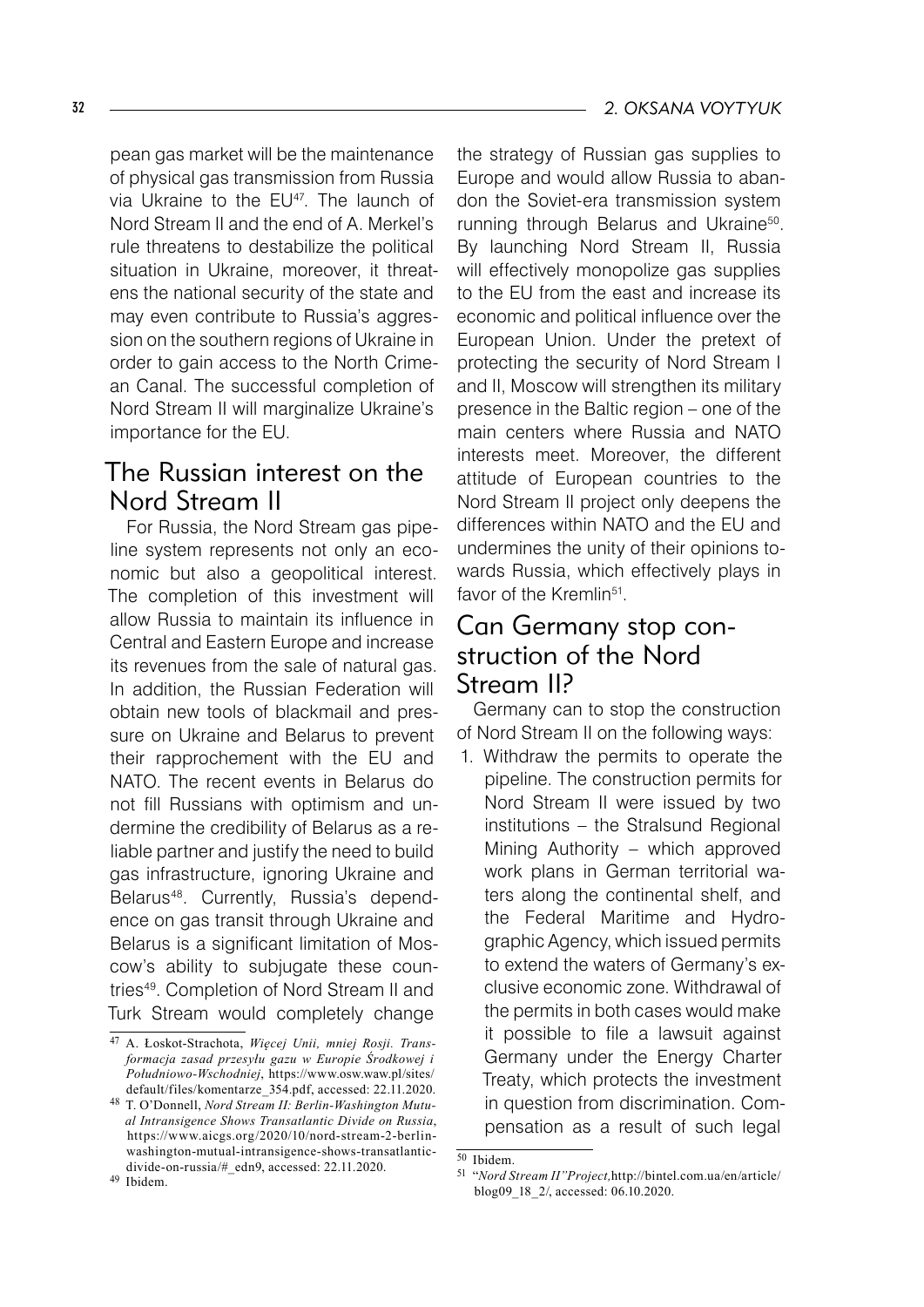pean gas market will be the maintenance of physical gas transmission from Russia via Ukraine to the EU[47]. The launch of Nord Stream II and the end of A. Merkel's rule threatens to destabilize the political situation in Ukraine, moreover, it threatens the national security of the state and may even contribute to Russia's aggression on the southern regions of Ukraine in order to gain access to the North Crimean Canal. The successful completion of Nord Stream II will marginalize Ukraine's importance for the EU.

## The Russian interest on the Nord Stream II

For Russia, the Nord Stream gas pipeline system represents not only an economic but also a geopolitical interest. The completion of this investment will allow Russia to maintain its influence in Central and Eastern Europe and increase its revenues from the sale of natural gas. In addition, the Russian Federation will obtain new tools of blackmail and pressure on Ukraine and Belarus to prevent their rapprochement with the EU and NATO. The recent events in Belarus do not fill Russians with optimism and undermine the credibility of Belarus as a reliable partner and justify the need to build gas infrastructure, ignoring Ukraine and Belarus[48]. Currently, Russia's dependence on gas transit through Ukraine and Belarus is a significant limitation of Moscow's ability to subjugate these countries[49]. Completion of Nord Stream II and Turk Stream would completely change the strategy of Russian gas supplies to Europe and would allow Russia to abandon the Soviet-era transmission system running through Belarus and Ukraine[50]. By launching Nord Stream II, Russia will effectively monopolize gas supplies to the EU from the east and increase its economic and political influence over the European Union. Under the pretext of protecting the security of Nord Stream I and II, Moscow will strengthen its military presence in the Baltic region – one of the main centers where Russia and NATO interests meet. Moreover, the different attitude of European countries to the Nord Stream II project only deepens the differences within NATO and the EU and undermines the unity of their opinions towards Russia, which effectively plays in favor of the Kremlin[51].

## Can Germany stop construction of the Nord Stream II?

Germany can to stop the construction of Nord Stream II on the following ways:

1. Withdraw the permits to operate the pipeline. The construction permits for Nord Stream II were issued by two institutions – the Stralsund Regional Mining Authority – which approved work plans in German territorial waters along the continental shelf, and the Federal Maritime and Hydrographic Agency, which issued permits to extend the waters of Germany's exclusive economic zone. Withdrawal of the permits in both cases would make it possible to file a lawsuit against Germany under the Energy Charter Treaty, which protects the investment in question from discrimination. Compensation as a result of such legal

---

[47] A. Łoskot-Strachota, *Więcej Unii, mniej Rosji. Transformacja zasad przesyłu gazu w Europie Środkowej i Południowo-Wschodniej*, https://www.osw.waw.pl/sites/default/files/komentarze_354.pdf, accessed: 22.11.2020.

[48] T. O'Donnell, *Nord Stream II: Berlin-Washington Mutual Intransigence Shows Transatlantic Divide on Russia*, https://www.aicgs.org/2020/10/nord-stream-2-berlin-washington-mutual-intransigence-shows-transatlantic-divide-on-russia/#_edn9, accessed: 22.11.2020.

[49] Ibidem.

[50] Ibidem.

[51] "*Nord Stream II" Project,* http://bintel.com.ua/en/article/blog09_18_2/, accessed: 06.10.2020.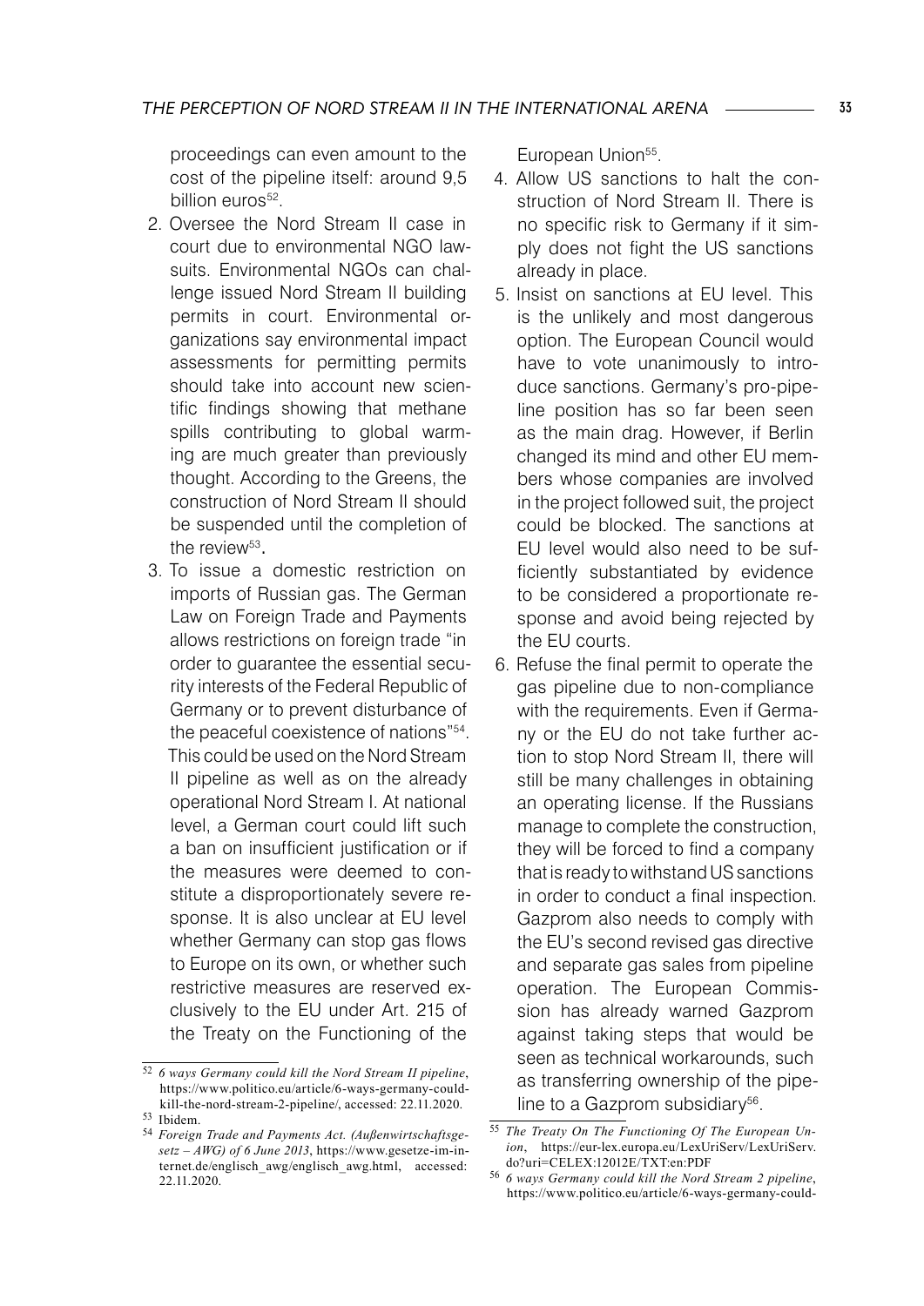proceedings can even amount to the cost of the pipeline itself: around 9,5 billion euros[52].

2. Oversee the Nord Stream II case in court due to environmental NGO lawsuits. Environmental NGOs can challenge issued Nord Stream II building permits in court. Environmental organizations say environmental impact assessments for permitting permits should take into account new scientific findings showing that methane spills contributing to global warming are much greater than previously thought. According to the Greens, the construction of Nord Stream II should be suspended until the completion of the review[53].
3. To issue a domestic restriction on imports of Russian gas. The German Law on Foreign Trade and Payments allows restrictions on foreign trade "in order to guarantee the essential security interests of the Federal Republic of Germany or to prevent disturbance of the peaceful coexistence of nations"[54]. This could be used on the Nord Stream II pipeline as well as on the already operational Nord Stream I. At national level, a German court could lift such a ban on insufficient justification or if the measures were deemed to constitute a disproportionately severe response. It is also unclear at EU level whether Germany can stop gas flows to Europe on its own, or whether such restrictive measures are reserved exclusively to the EU under Art. 215 of the Treaty on the Functioning of the European Union[55].
4. Allow US sanctions to halt the construction of Nord Stream II. There is no specific risk to Germany if it simply does not fight the US sanctions already in place.
5. Insist on sanctions at EU level. This is the unlikely and most dangerous option. The European Council would have to vote unanimously to introduce sanctions. Germany's pro-pipeline position has so far been seen as the main drag. However, if Berlin changed its mind and other EU members whose companies are involved in the project followed suit, the project could be blocked. The sanctions at EU level would also need to be sufficiently substantiated by evidence to be considered a proportionate response and avoid being rejected by the EU courts.
6. Refuse the final permit to operate the gas pipeline due to non-compliance with the requirements. Even if Germany or the EU do not take further action to stop Nord Stream II, there will still be many challenges in obtaining an operating license. If the Russians manage to complete the construction, they will be forced to find a company that is ready to withstand US sanctions in order to conduct a final inspection. Gazprom also needs to comply with the EU's second revised gas directive and separate gas sales from pipeline operation. The European Commission has already warned Gazprom against taking steps that would be seen as technical workarounds, such as transferring ownership of the pipeline to a Gazprom subsidiary[56].

---

[52] *6 ways Germany could kill the Nord Stream II pipeline*, https://www.politico.eu/article/6-ways-germany-could-kill-the-nord-stream-2-pipeline/, accessed: 22.11.2020.

[53] Ibidem.

[54] *Foreign Trade and Payments Act. (Außenwirtschaftsgesetz – AWG) of 6 June 2013*, https://www.gesetze-im-internet.de/englisch_awg/englisch_awg.html, accessed: 22.11.2020.

[55] *The Treaty On The Functioning Of The European Union*, https://eur-lex.europa.eu/LexUriServ/LexUriServ.do?uri=CELEX:12012E/TXT:en:PDF

[56] *6 ways Germany could kill the Nord Stream 2 pipeline*, https://www.politico.eu/article/6-ways-germany-could-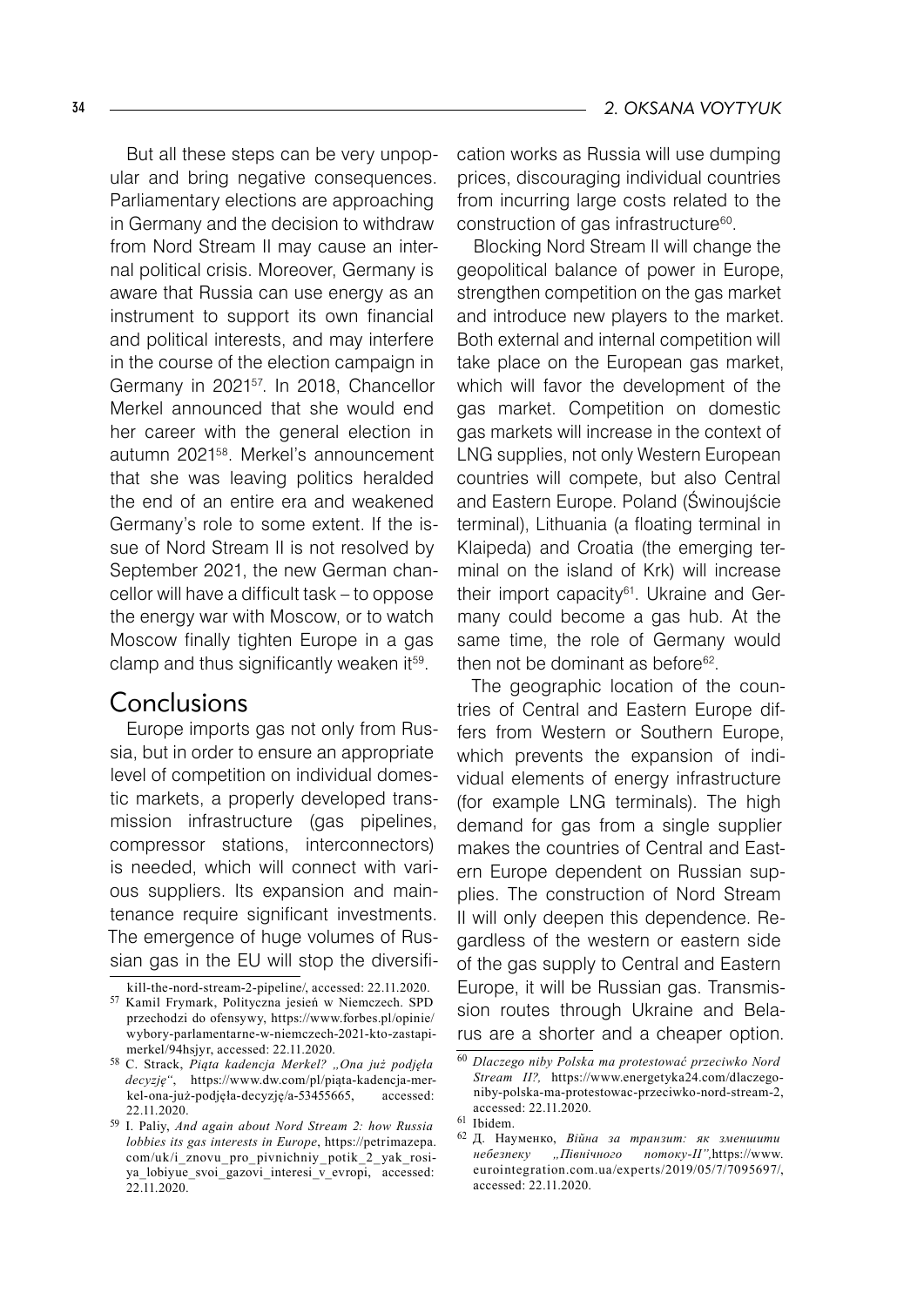But all these steps can be very unpopular and bring negative consequences. Parliamentary elections are approaching in Germany and the decision to withdraw from Nord Stream II may cause an internal political crisis. Moreover, Germany is aware that Russia can use energy as an instrument to support its own financial and political interests, and may interfere in the course of the election campaign in Germany in 2021[57]. In 2018, Chancellor Merkel announced that she would end her career with the general election in autumn 2021[58]. Merkel's announcement that she was leaving politics heralded the end of an entire era and weakened Germany's role to some extent. If the issue of Nord Stream II is not resolved by September 2021, the new German chancellor will have a difficult task – to oppose the energy war with Moscow, or to watch Moscow finally tighten Europe in a gas clamp and thus significantly weaken it[59].

## Conclusions

Europe imports gas not only from Russia, but in order to ensure an appropriate level of competition on individual domestic markets, a properly developed transmission infrastructure (gas pipelines, compressor stations, interconnectors) is needed, which will connect with various suppliers. Its expansion and maintenance require significant investments. The emergence of huge volumes of Russian gas in the EU will stop the diversification works as Russia will use dumping prices, discouraging individual countries from incurring large costs related to the construction of gas infrastructure[60].

Blocking Nord Stream II will change the geopolitical balance of power in Europe, strengthen competition on the gas market and introduce new players to the market. Both external and internal competition will take place on the European gas market, which will favor the development of the gas market. Competition on domestic gas markets will increase in the context of LNG supplies, not only Western European countries will compete, but also Central and Eastern Europe. Poland (Świnoujście terminal), Lithuania (a floating terminal in Klaipeda) and Croatia (the emerging terminal on the island of Krk) will increase their import capacity[61]. Ukraine and Germany could become a gas hub. At the same time, the role of Germany would then not be dominant as before[62].

The geographic location of the countries of Central and Eastern Europe differs from Western or Southern Europe, which prevents the expansion of individual elements of energy infrastructure (for example LNG terminals). The high demand for gas from a single supplier makes the countries of Central and Eastern Europe dependent on Russian supplies. The construction of Nord Stream II will only deepen this dependence. Regardless of the western or eastern side of the gas supply to Central and Eastern Europe, it will be Russian gas. Transmission routes through Ukraine and Belarus are a shorter and a cheaper option.

---

kill-the-nord-stream-2-pipeline/, accessed: 22.11.2020.

[57] Kamil Frymark, Polityczna jesień w Niemczech. SPD przechodzi do ofensywy, https://www.forbes.pl/opinie/wybory-parlamentarne-w-niemczech-2021-kto-zastapi-merkel/94hsjyr, accessed: 22.11.2020.

[58] C. Strack, *Piąta kadencja Merkel? „Ona już podjęła decyzję"*, https://www.dw.com/pl/piąta-kadencja-merkel-ona-już-podjęła-decyzję/a-53455665, accessed: 22.11.2020.

[59] I. Paliy, *And again about Nord Stream 2: how Russia lobbies its gas interests in Europe*, https://petrimazepa.com/uk/i_znovu_pro_pivnichniy_potik_2_yak_rosiya_lobiyue_svoi_gazovi_interesi_v_evropi, accessed: 22.11.2020.

[60] *Dlaczego niby Polska ma protestować przeciwko Nord Stream II?*, https://www.energetyka24.com/dlaczego-niby-polska-ma-protestowac-przeciwko-nord-stream-2, accessed: 22.11.2020.

[61] Ibidem.

[62] Д. Науменко, *Війна за транзит: як зменшити небезпеку „Північного потоку-II"*, https://www.eurointegration.com.ua/experts/2019/05/7/7095697/, accessed: 22.11.2020.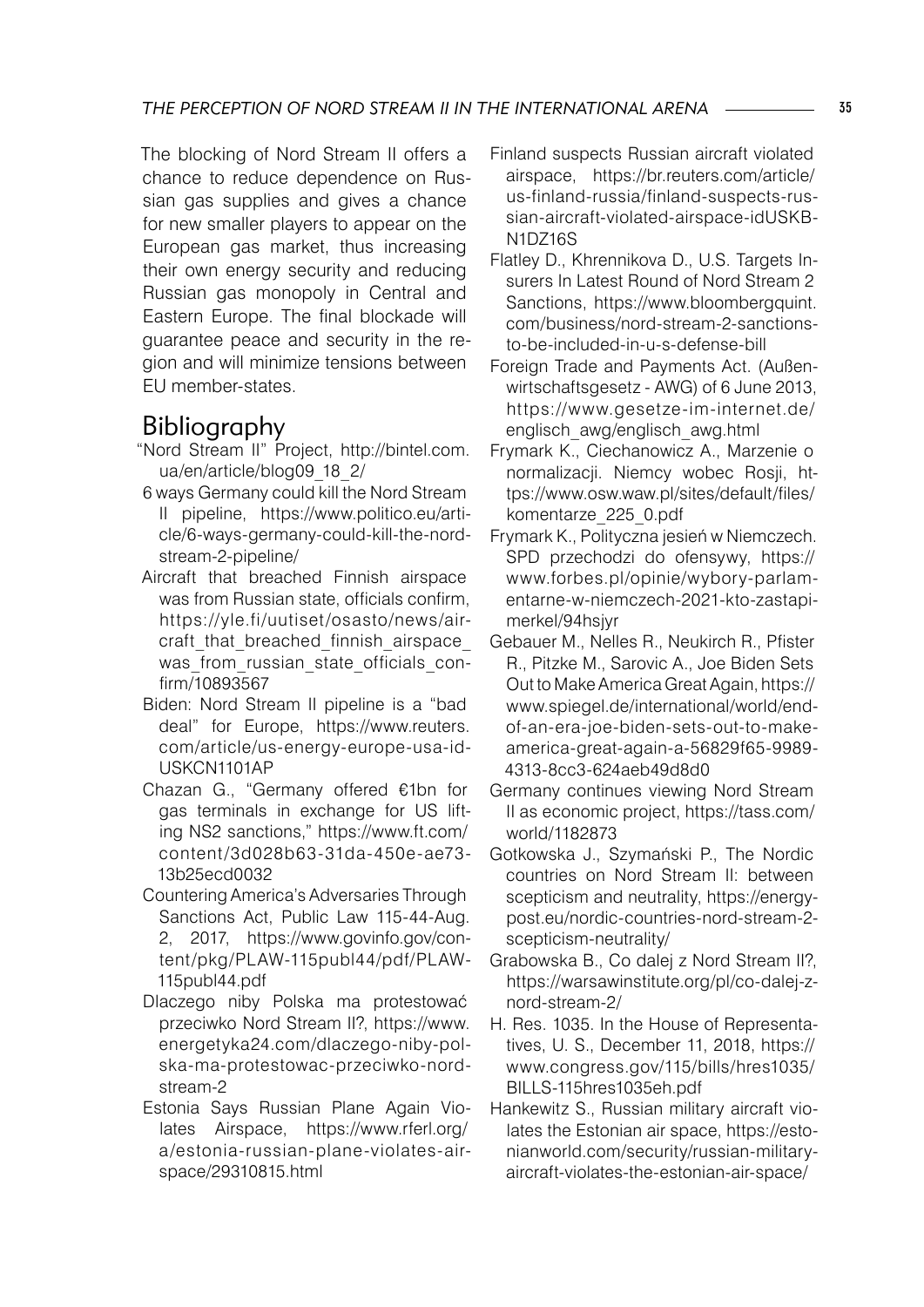The blocking of Nord Stream II offers a chance to reduce dependence on Russian gas supplies and gives a chance for new smaller players to appear on the European gas market, thus increasing their own energy security and reducing Russian gas monopoly in Central and Eastern Europe. The final blockade will guarantee peace and security in the region and will minimize tensions between EU member-states.

## Bibliography

"Nord Stream II" Project, http://bintel.com.ua/en/article/blog09_18_2/

6 ways Germany could kill the Nord Stream II pipeline, https://www.politico.eu/article/6-ways-germany-could-kill-the-nord-stream-2-pipeline/

Aircraft that breached Finnish airspace was from Russian state, officials confirm, https://yle.fi/uutiset/osasto/news/aircraft_that_breached_finnish_airspace_was_from_russian_state_officials_confirm/10893567

Biden: Nord Stream II pipeline is a "bad deal" for Europe, https://www.reuters.com/article/us-energy-europe-usa-idUSKCN1101AP

Chazan G., "Germany offered €1bn for gas terminals in exchange for US lifting NS2 sanctions," https://www.ft.com/content/3d028b63-31da-450e-ae73-13b25ecd0032

Countering America's Adversaries Through Sanctions Act, Public Law 115-44-Aug. 2, 2017, https://www.govinfo.gov/content/pkg/PLAW-115publ44/pdf/PLAW-115publ44.pdf

Dlaczego niby Polska ma protestować przeciwko Nord Stream II?, https://www.energetyka24.com/dlaczego-niby-polska-ma-protestowac-przeciwko-nord-stream-2

Estonia Says Russian Plane Again Violates Airspace, https://www.rferl.org/a/estonia-russian-plane-violates-airspace/29310815.html

Finland suspects Russian aircraft violated airspace, https://br.reuters.com/article/us-finland-russia/finland-suspects-russian-aircraft-violated-airspace-idUSKBN1DZ16S

Flatley D., Khrennikova D., U.S. Targets Insurers In Latest Round of Nord Stream 2 Sanctions, https://www.bloombergquint.com/business/nord-stream-2-sanctions-to-be-included-in-u-s-defense-bill

Foreign Trade and Payments Act. (Außenwirtschaftsgesetz - AWG) of 6 June 2013, https://www.gesetze-im-internet.de/englisch_awg/englisch_awg.html

Frymark K., Ciechanowicz A., Marzenie o normalizacji. Niemcy wobec Rosji, https://www.osw.waw.pl/sites/default/files/komentarze_225_0.pdf

Frymark K., Polityczna jesień w Niemczech. SPD przechodzi do ofensywy, https://www.forbes.pl/opinie/wybory-parlamentarne-w-niemczech-2021-kto-zastapi-merkel/94hsjyr

Gebauer M., Nelles R., Neukirch R., Pfister R., Pitzke M., Sarovic A., Joe Biden Sets Out to Make America Great Again, https://www.spiegel.de/international/world/end-of-an-era-joe-biden-sets-out-to-make-america-great-again-a-56829f65-9989-4313-8cc3-624aeb49d8d0

Germany continues viewing Nord Stream II as economic project, https://tass.com/world/1182873

Gotkowska J., Szymański P., The Nordic countries on Nord Stream II: between scepticism and neutrality, https://energypost.eu/nordic-countries-nord-stream-2-scepticism-neutrality/

Grabowska B., Co dalej z Nord Stream II?, https://warsawinstitute.org/pl/co-dalej-z-nord-stream-2/

H. Res. 1035. In the House of Representatives, U. S., December 11, 2018, https://www.congress.gov/115/bills/hres1035/BILLS-115hres1035eh.pdf

Hankewitz S., Russian military aircraft violates the Estonian air space, https://estonianworld.com/security/russian-military-aircraft-violates-the-estonian-air-space/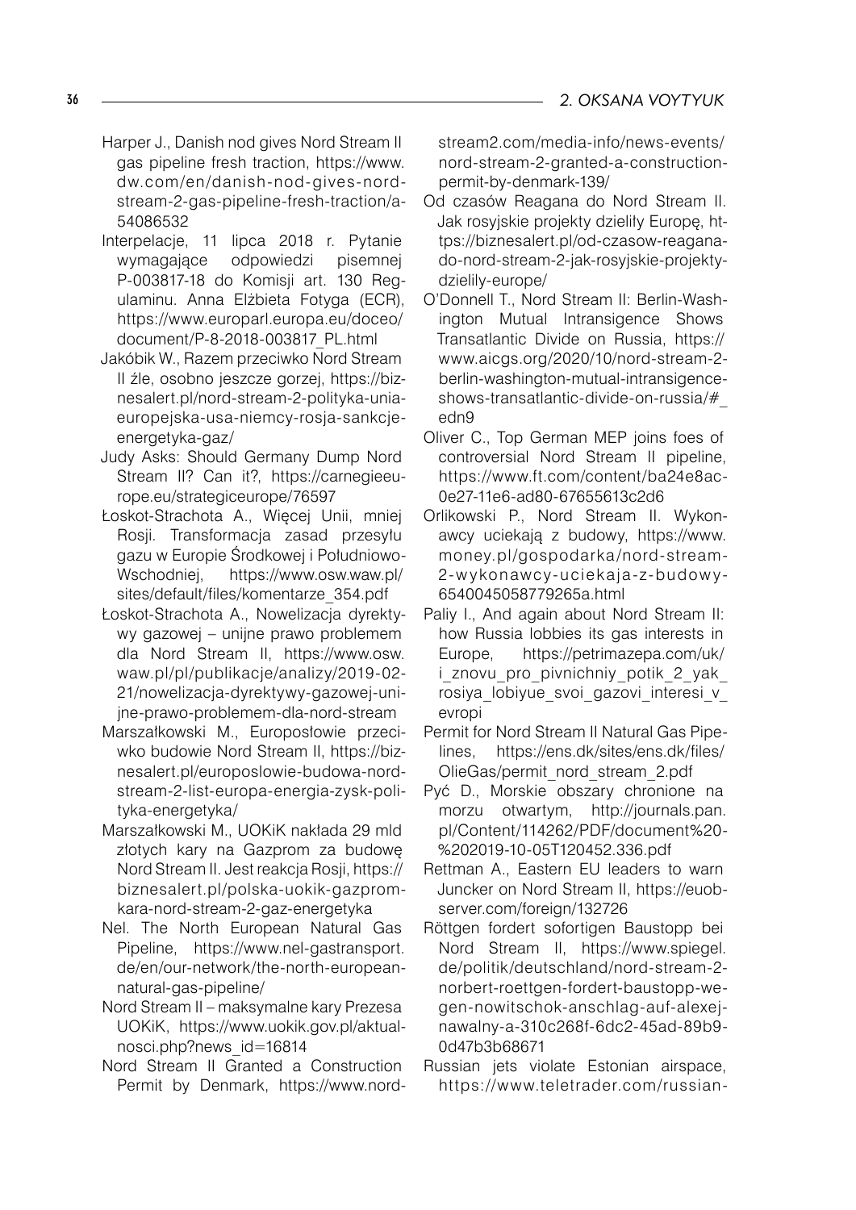Harper J., Danish nod gives Nord Stream II gas pipeline fresh traction, https://www.dw.com/en/danish-nod-gives-nord-stream-2-gas-pipeline-fresh-traction/a-54086532

Interpelacje, 11 lipca 2018 r. Pytanie wymagające odpowiedzi pisemnej P-003817-18 do Komisji art. 130 Regulaminu. Anna Elżbieta Fotyga (ECR), https://www.europarl.europa.eu/doceo/document/P-8-2018-003817_PL.html

Jakóbik W., Razem przeciwko Nord Stream II źle, osobno jeszcze gorzej, https://biznesalert.pl/nord-stream-2-polityka-unia-europejska-usa-niemcy-rosja-sankcje-energetyka-gaz/

Judy Asks: Should Germany Dump Nord Stream II? Can it?, https://carnegieeurope.eu/strategiceurope/76597

Łoskot-Strachota A., Więcej Unii, mniej Rosji. Transformacja zasad przesyłu gazu w Europie Środkowej i Południowo-Wschodniej, https://www.osw.waw.pl/sites/default/files/komentarze_354.pdf

Łoskot-Strachota A., Nowelizacja dyrektywy gazowej – unijne prawo problemem dla Nord Stream II, https://www.osw.waw.pl/pl/publikacje/analizy/2019-02-21/nowelizacja-dyrektywy-gazowej-unijne-prawo-problemem-dla-nord-stream

Marszałkowski M., Europosłowie przeciwko budowie Nord Stream II, https://biznesalert.pl/europoslowie-budowa-nord-stream-2-list-europa-energia-zysk-polityka-energetyka/

Marszałkowski M., UOKiK nakłada 29 mld złotych kary na Gazprom za budowę Nord Stream II. Jest reakcja Rosji, https://biznesalert.pl/polska-uokik-gazprom-kara-nord-stream-2-gaz-energetyka

Nel. The North European Natural Gas Pipeline, https://www.nel-gastransport.de/en/our-network/the-north-european-natural-gas-pipeline/

Nord Stream II – maksymalne kary Prezesa UOKiK, https://www.uokik.gov.pl/aktualnosci.php?news_id=16814

Nord Stream II Granted a Construction Permit by Denmark, https://www.nord-stream2.com/media-info/news-events/nord-stream-2-granted-a-construction-permit-by-denmark-139/

Od czasów Reagana do Nord Stream II. Jak rosyjskie projekty dzieliły Europę, https://biznesalert.pl/od-czasow-reagana-do-nord-stream-2-jak-rosyjskie-projekty-dzielily-europe/

O'Donnell T., Nord Stream II: Berlin-Washington Mutual Intransigence Shows Transatlantic Divide on Russia, https://www.aicgs.org/2020/10/nord-stream-2-berlin-washington-mutual-intransigence-shows-transatlantic-divide-on-russia/#_edn9

Oliver C., Top German MEP joins foes of controversial Nord Stream II pipeline, https://www.ft.com/content/ba24e8ac-0e27-11e6-ad80-67655613c2d6

Orlikowski P., Nord Stream II. Wykonawcy uciekają z budowy, https://www.money.pl/gospodarka/nord-stream-2-wykonawcy-uciekaja-z-budowy-6540045058779265a.html

Paliy I., And again about Nord Stream II: how Russia lobbies its gas interests in Europe, https://petrimazepa.com/uk/i_znovu_pro_pivnichniy_potik_2_yak_rosiya_lobiyue_svoi_gazovi_interesi_v_evropi

Permit for Nord Stream II Natural Gas Pipelines, https://ens.dk/sites/ens.dk/files/OlieGas/permit_nord_stream_2.pdf

Pyć D., Morskie obszary chronione na morzu otwartym, http://journals.pan.pl/Content/114262/PDF/document%20-%202019-10-05T120452.336.pdf

Rettman A., Eastern EU leaders to warn Juncker on Nord Stream II, https://euobserver.com/foreign/132726

Röttgen fordert sofortigen Baustopp bei Nord Stream II, https://www.spiegel.de/politik/deutschland/nord-stream-2-norbert-roettgen-fordert-baustopp-wegen-nowitschok-anschlag-auf-alexej-nawalny-a-310c268f-6dc2-45ad-89b9-0d47b3b68671

Russian jets violate Estonian airspace, https://www.teletrader.com/russian-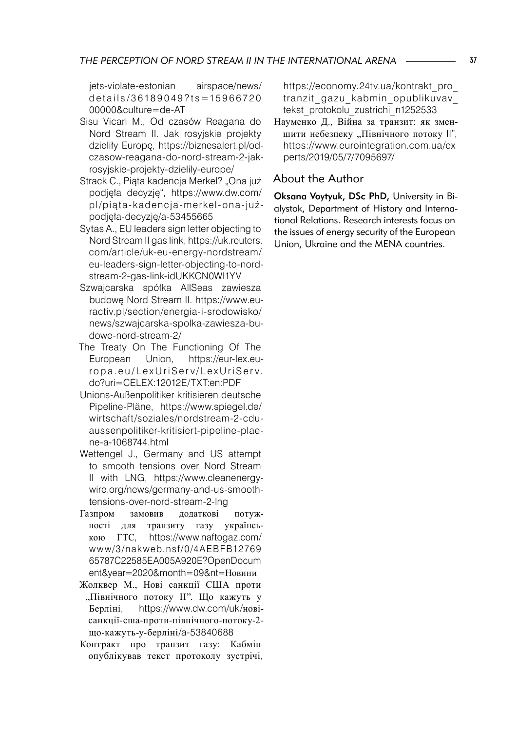jets-violate-estonian airspace/news/details/36189049?ts=1596672000000&culture=de-AT

Sisu Vicari M., Od czasów Reagana do Nord Stream II. Jak rosyjskie projekty dzieliły Europę, https://biznesalert.pl/od-czasow-reagana-do-nord-stream-2-jak-rosyjskie-projekty-dzielily-europe/

Strack C., Piąta kadencja Merkel? „Ona już podjęła decyzję", https://www.dw.com/pl/piąta-kadencja-merkel-ona-już-podjęła-decyzję/a-53455665

Sytas A., EU leaders sign letter objecting to Nord Stream II gas link, https://uk.reuters.com/article/uk-eu-energy-nordstream/eu-leaders-sign-letter-objecting-to-nord-stream-2-gas-link-idUKKCN0WI1YV

Szwajcarska spółka AllSeas zawiesza budowę Nord Stream II. https://www.euractiv.pl/section/energia-i-srodowisko/news/szwajcarska-spolka-zawiesza-budowe-nord-stream-2/

The Treaty On The Functioning Of The European Union, https://eur-lex.europa.eu/LexUriServ/LexUriServ.do?uri=CELEX:12012E/TXT:en:PDF

Unions-Außenpolitiker kritisieren deutsche Pipeline-Pläne, https://www.spiegel.de/wirtschaft/soziales/nordstream-2-cdu-aussenpolitiker-kritisiert-pipeline-plaene-a-1068744.html

Wettengel J., Germany and US attempt to smooth tensions over Nord Stream II with LNG, https://www.cleanenergywire.org/news/germany-and-us-smooth-tensions-over-nord-stream-2-lng

Газпром замовив додаткові потужності для транзиту газу українською ГТС, https://www.naftogaz.com/www/3/nakweb.nsf/0/4AEBFB1276965787C22585EA005A920E?OpenDocument&year=2020&month=09&nt=Новини

Жолквер М., Нові санкції США проти „Північного потоку ІІ". Що кажуть у Берліні, https://www.dw.com/uk/нові-санкції-сша-проти-північного-потоку-2-що-кажуть-у-берліні/a-53840688

Контракт про транзит газу: Кабмін опублікував текст протоколу зустрічі, https://economy.24tv.ua/kontrakt_pro_tranzit_gazu_kabmin_opublikuvav_tekst_protokolu_zustrichi_n1252533

Науменко Д., Війна за транзит: як зменшити небезпеку „Північного потоку ІІ", https://www.eurointegration.com.ua/experts/2019/05/7/7095697/

## About the Author

**Oksana Voytyuk, DSc PhD,** University in Bialystok, Department of History and International Relations. Research interests focus on the issues of energy security of the European Union, Ukraine and the MENA countries.